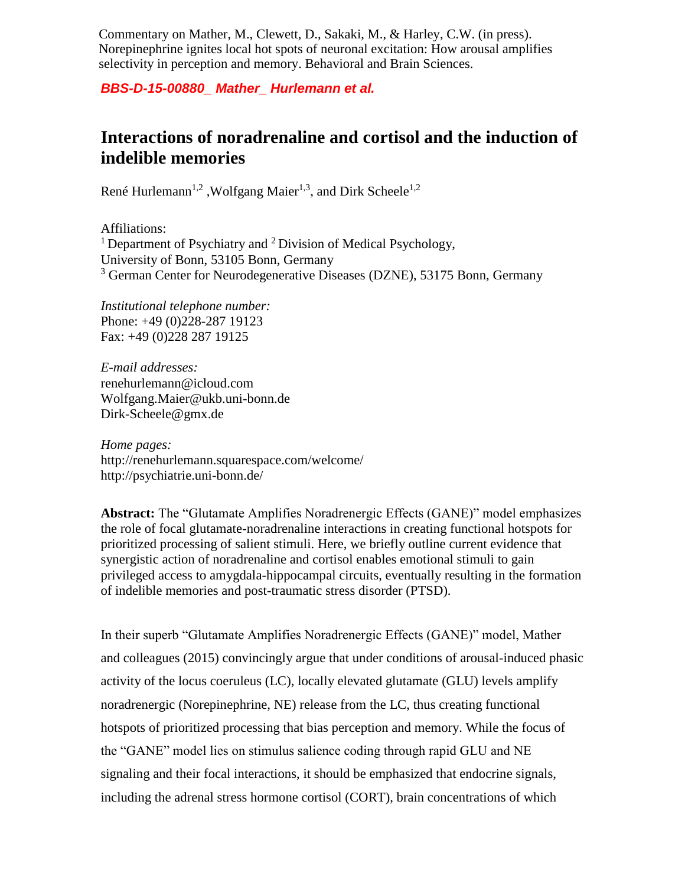Commentary on Mather, M., Clewett, D., Sakaki, M., & Harley, C.W. (in press). Norepinephrine ignites local hot spots of neuronal excitation: How arousal amplifies selectivity in perception and memory. Behavioral and Brain Sciences.

***BBS-D-15-00880_ Mather_ Hurlemann et al.***

# Interactions of noradrenaline and cortisol and the induction of indelible memories

René Hurlemann[1,2], Wolfgang Maier[1,3], and Dirk Scheele[1,2]

Affiliations:
[1] Department of Psychiatry and [2] Division of Medical Psychology, University of Bonn, 53105 Bonn, Germany
[3] German Center for Neurodegenerative Diseases (DZNE), 53175 Bonn, Germany

*Institutional telephone number:*
Phone: +49 (0)228-287 19123
Fax: +49 (0)228 287 19125

*E-mail addresses:*
renehurlemann@icloud.com
Wolfgang.Maier@ukb.uni-bonn.de
Dirk-Scheele@gmx.de

*Home pages:*
http://renehurlemann.squarespace.com/welcome/
http://psychiatrie.uni-bonn.de/

**Abstract:** The "Glutamate Amplifies Noradrenergic Effects (GANE)" model emphasizes the role of focal glutamate-noradrenaline interactions in creating functional hotspots for prioritized processing of salient stimuli. Here, we briefly outline current evidence that synergistic action of noradrenaline and cortisol enables emotional stimuli to gain privileged access to amygdala-hippocampal circuits, eventually resulting in the formation of indelible memories and post-traumatic stress disorder (PTSD).

In their superb "Glutamate Amplifies Noradrenergic Effects (GANE)" model, Mather and colleagues (2015) convincingly argue that under conditions of arousal-induced phasic activity of the locus coeruleus (LC), locally elevated glutamate (GLU) levels amplify noradrenergic (Norepinephrine, NE) release from the LC, thus creating functional hotspots of prioritized processing that bias perception and memory. While the focus of the "GANE" model lies on stimulus salience coding through rapid GLU and NE signaling and their focal interactions, it should be emphasized that endocrine signals, including the adrenal stress hormone cortisol (CORT), brain concentrations of which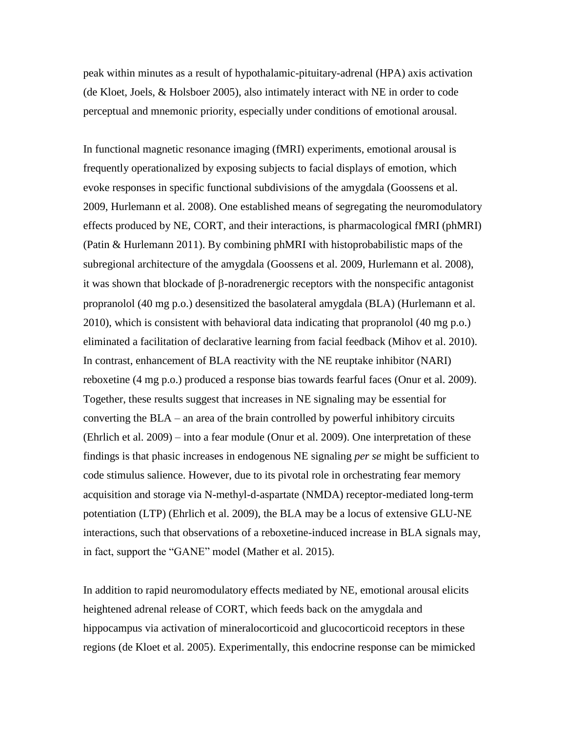peak within minutes as a result of hypothalamic-pituitary-adrenal (HPA) axis activation (de Kloet, Joels, & Holsboer 2005), also intimately interact with NE in order to code perceptual and mnemonic priority, especially under conditions of emotional arousal.

In functional magnetic resonance imaging (fMRI) experiments, emotional arousal is frequently operationalized by exposing subjects to facial displays of emotion, which evoke responses in specific functional subdivisions of the amygdala (Goossens et al. 2009, Hurlemann et al. 2008). One established means of segregating the neuromodulatory effects produced by NE, CORT, and their interactions, is pharmacological fMRI (phMRI) (Patin & Hurlemann 2011). By combining phMRI with histoprobabilistic maps of the subregional architecture of the amygdala (Goossens et al. 2009, Hurlemann et al. 2008), it was shown that blockade of β-noradrenergic receptors with the nonspecific antagonist propranolol (40 mg p.o.) desensitized the basolateral amygdala (BLA) (Hurlemann et al. 2010), which is consistent with behavioral data indicating that propranolol (40 mg p.o.) eliminated a facilitation of declarative learning from facial feedback (Mihov et al. 2010). In contrast, enhancement of BLA reactivity with the NE reuptake inhibitor (NARI) reboxetine (4 mg p.o.) produced a response bias towards fearful faces (Onur et al. 2009). Together, these results suggest that increases in NE signaling may be essential for converting the BLA – an area of the brain controlled by powerful inhibitory circuits (Ehrlich et al. 2009) – into a fear module (Onur et al. 2009). One interpretation of these findings is that phasic increases in endogenous NE signaling *per se* might be sufficient to code stimulus salience. However, due to its pivotal role in orchestrating fear memory acquisition and storage via N-methyl-d-aspartate (NMDA) receptor-mediated long-term potentiation (LTP) (Ehrlich et al. 2009), the BLA may be a locus of extensive GLU-NE interactions, such that observations of a reboxetine-induced increase in BLA signals may, in fact, support the "GANE" model (Mather et al. 2015).

In addition to rapid neuromodulatory effects mediated by NE, emotional arousal elicits heightened adrenal release of CORT, which feeds back on the amygdala and hippocampus via activation of mineralocorticoid and glucocorticoid receptors in these regions (de Kloet et al. 2005). Experimentally, this endocrine response can be mimicked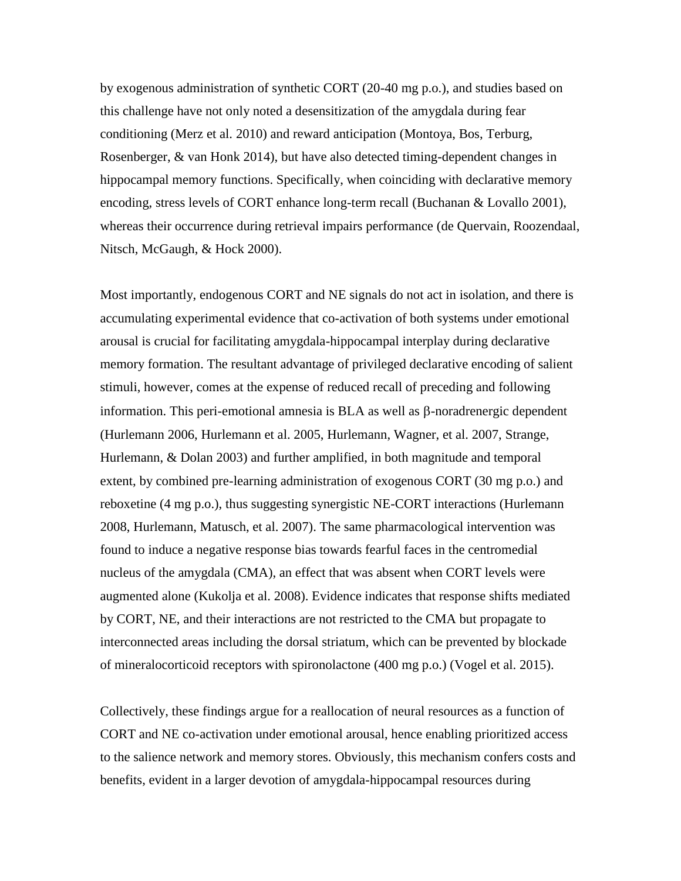by exogenous administration of synthetic CORT (20-40 mg p.o.), and studies based on this challenge have not only noted a desensitization of the amygdala during fear conditioning (Merz et al. 2010) and reward anticipation (Montoya, Bos, Terburg, Rosenberger, & van Honk 2014), but have also detected timing-dependent changes in hippocampal memory functions. Specifically, when coinciding with declarative memory encoding, stress levels of CORT enhance long-term recall (Buchanan & Lovallo 2001), whereas their occurrence during retrieval impairs performance (de Quervain, Roozendaal, Nitsch, McGaugh, & Hock 2000).

Most importantly, endogenous CORT and NE signals do not act in isolation, and there is accumulating experimental evidence that co-activation of both systems under emotional arousal is crucial for facilitating amygdala-hippocampal interplay during declarative memory formation. The resultant advantage of privileged declarative encoding of salient stimuli, however, comes at the expense of reduced recall of preceding and following information. This peri-emotional amnesia is BLA as well as β-noradrenergic dependent (Hurlemann 2006, Hurlemann et al. 2005, Hurlemann, Wagner, et al. 2007, Strange, Hurlemann, & Dolan 2003) and further amplified, in both magnitude and temporal extent, by combined pre-learning administration of exogenous CORT (30 mg p.o.) and reboxetine (4 mg p.o.), thus suggesting synergistic NE-CORT interactions (Hurlemann 2008, Hurlemann, Matusch, et al. 2007). The same pharmacological intervention was found to induce a negative response bias towards fearful faces in the centromedial nucleus of the amygdala (CMA), an effect that was absent when CORT levels were augmented alone (Kukolja et al. 2008). Evidence indicates that response shifts mediated by CORT, NE, and their interactions are not restricted to the CMA but propagate to interconnected areas including the dorsal striatum, which can be prevented by blockade of mineralocorticoid receptors with spironolactone (400 mg p.o.) (Vogel et al. 2015).

Collectively, these findings argue for a reallocation of neural resources as a function of CORT and NE co-activation under emotional arousal, hence enabling prioritized access to the salience network and memory stores. Obviously, this mechanism confers costs and benefits, evident in a larger devotion of amygdala-hippocampal resources during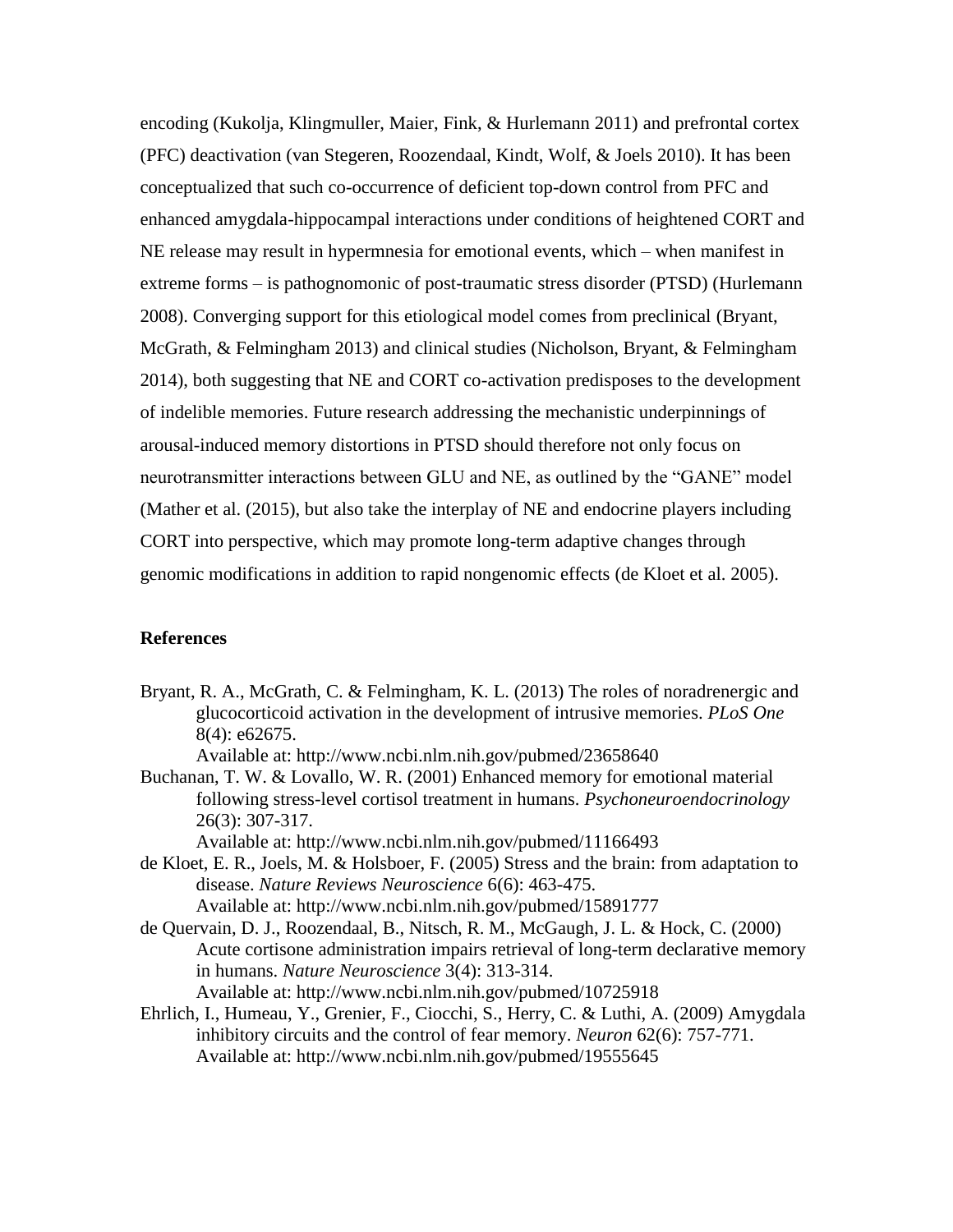encoding (Kukolja, Klingmuller, Maier, Fink, & Hurlemann 2011) and prefrontal cortex (PFC) deactivation (van Stegeren, Roozendaal, Kindt, Wolf, & Joels 2010). It has been conceptualized that such co-occurrence of deficient top-down control from PFC and enhanced amygdala-hippocampal interactions under conditions of heightened CORT and NE release may result in hypermnesia for emotional events, which – when manifest in extreme forms – is pathognomonic of post-traumatic stress disorder (PTSD) (Hurlemann 2008). Converging support for this etiological model comes from preclinical (Bryant, McGrath, & Felmingham 2013) and clinical studies (Nicholson, Bryant, & Felmingham 2014), both suggesting that NE and CORT co-activation predisposes to the development of indelible memories. Future research addressing the mechanistic underpinnings of arousal-induced memory distortions in PTSD should therefore not only focus on neurotransmitter interactions between GLU and NE, as outlined by the "GANE" model (Mather et al. (2015), but also take the interplay of NE and endocrine players including CORT into perspective, which may promote long-term adaptive changes through genomic modifications in addition to rapid nongenomic effects (de Kloet et al. 2005).

## References

Bryant, R. A., McGrath, C. & Felmingham, K. L. (2013) The roles of noradrenergic and glucocorticoid activation in the development of intrusive memories. *PLoS One* 8(4): e62675.
Available at: http://www.ncbi.nlm.nih.gov/pubmed/23658640

Buchanan, T. W. & Lovallo, W. R. (2001) Enhanced memory for emotional material following stress-level cortisol treatment in humans. *Psychoneuroendocrinology* 26(3): 307-317.
Available at: http://www.ncbi.nlm.nih.gov/pubmed/11166493

de Kloet, E. R., Joels, M. & Holsboer, F. (2005) Stress and the brain: from adaptation to disease. *Nature Reviews Neuroscience* 6(6): 463-475.
Available at: http://www.ncbi.nlm.nih.gov/pubmed/15891777

de Quervain, D. J., Roozendaal, B., Nitsch, R. M., McGaugh, J. L. & Hock, C. (2000) Acute cortisone administration impairs retrieval of long-term declarative memory in humans. *Nature Neuroscience* 3(4): 313-314.
Available at: http://www.ncbi.nlm.nih.gov/pubmed/10725918

Ehrlich, I., Humeau, Y., Grenier, F., Ciocchi, S., Herry, C. & Luthi, A. (2009) Amygdala inhibitory circuits and the control of fear memory. *Neuron* 62(6): 757-771.
Available at: http://www.ncbi.nlm.nih.gov/pubmed/19555645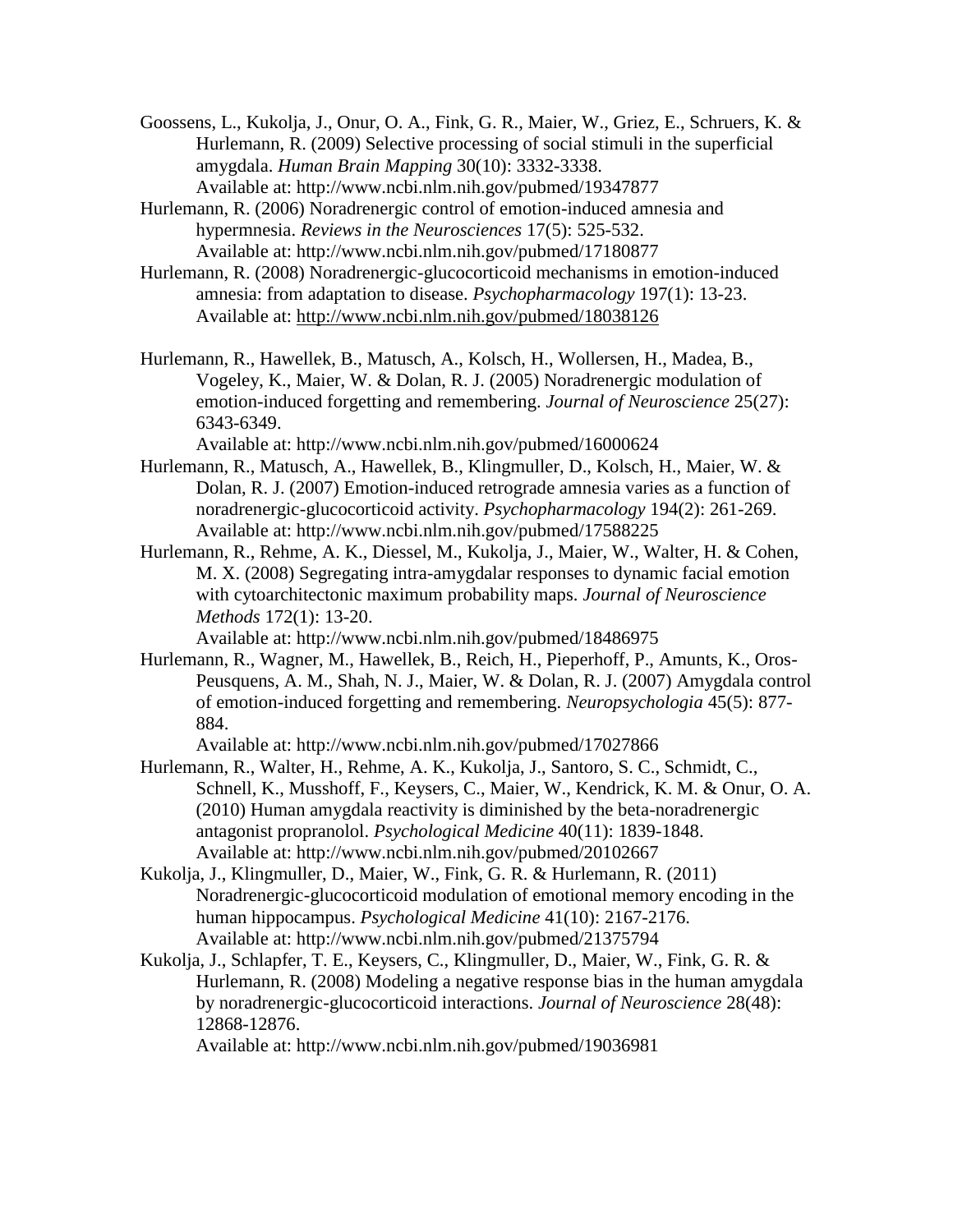Goossens, L., Kukolja, J., Onur, O. A., Fink, G. R., Maier, W., Griez, E., Schruers, K. & Hurlemann, R. (2009) Selective processing of social stimuli in the superficial amygdala. *Human Brain Mapping* 30(10): 3332-3338.
Available at: http://www.ncbi.nlm.nih.gov/pubmed/19347877

Hurlemann, R. (2006) Noradrenergic control of emotion-induced amnesia and hypermnesia. *Reviews in the Neurosciences* 17(5): 525-532.
Available at: http://www.ncbi.nlm.nih.gov/pubmed/17180877

Hurlemann, R. (2008) Noradrenergic-glucocorticoid mechanisms in emotion-induced amnesia: from adaptation to disease. *Psychopharmacology* 197(1): 13-23.
Available at: http://www.ncbi.nlm.nih.gov/pubmed/18038126

Hurlemann, R., Hawellek, B., Matusch, A., Kolsch, H., Wollersen, H., Madea, B., Vogeley, K., Maier, W. & Dolan, R. J. (2005) Noradrenergic modulation of emotion-induced forgetting and remembering. *Journal of Neuroscience* 25(27): 6343-6349.
Available at: http://www.ncbi.nlm.nih.gov/pubmed/16000624

Hurlemann, R., Matusch, A., Hawellek, B., Klingmuller, D., Kolsch, H., Maier, W. & Dolan, R. J. (2007) Emotion-induced retrograde amnesia varies as a function of noradrenergic-glucocorticoid activity. *Psychopharmacology* 194(2): 261-269.
Available at: http://www.ncbi.nlm.nih.gov/pubmed/17588225

Hurlemann, R., Rehme, A. K., Diessel, M., Kukolja, J., Maier, W., Walter, H. & Cohen, M. X. (2008) Segregating intra-amygdalar responses to dynamic facial emotion with cytoarchitectonic maximum probability maps. *Journal of Neuroscience Methods* 172(1): 13-20.
Available at: http://www.ncbi.nlm.nih.gov/pubmed/18486975

Hurlemann, R., Wagner, M., Hawellek, B., Reich, H., Pieperhoff, P., Amunts, K., Oros-Peusquens, A. M., Shah, N. J., Maier, W. & Dolan, R. J. (2007) Amygdala control of emotion-induced forgetting and remembering. *Neuropsychologia* 45(5): 877-884.
Available at: http://www.ncbi.nlm.nih.gov/pubmed/17027866

Hurlemann, R., Walter, H., Rehme, A. K., Kukolja, J., Santoro, S. C., Schmidt, C., Schnell, K., Musshoff, F., Keysers, C., Maier, W., Kendrick, K. M. & Onur, O. A. (2010) Human amygdala reactivity is diminished by the beta-noradrenergic antagonist propranolol. *Psychological Medicine* 40(11): 1839-1848.
Available at: http://www.ncbi.nlm.nih.gov/pubmed/20102667

Kukolja, J., Klingmuller, D., Maier, W., Fink, G. R. & Hurlemann, R. (2011) Noradrenergic-glucocorticoid modulation of emotional memory encoding in the human hippocampus. *Psychological Medicine* 41(10): 2167-2176.
Available at: http://www.ncbi.nlm.nih.gov/pubmed/21375794

Kukolja, J., Schlapfer, T. E., Keysers, C., Klingmuller, D., Maier, W., Fink, G. R. & Hurlemann, R. (2008) Modeling a negative response bias in the human amygdala by noradrenergic-glucocorticoid interactions. *Journal of Neuroscience* 28(48): 12868-12876.
Available at: http://www.ncbi.nlm.nih.gov/pubmed/19036981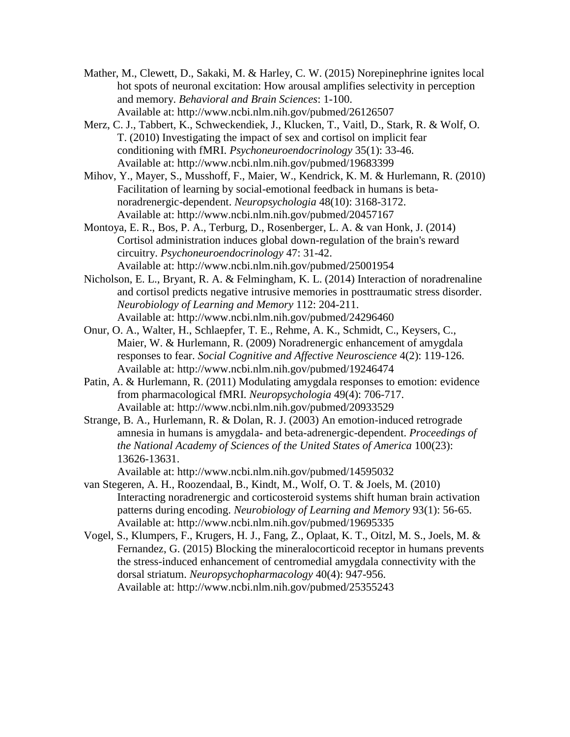Mather, M., Clewett, D., Sakaki, M. & Harley, C. W. (2015) Norepinephrine ignites local hot spots of neuronal excitation: How arousal amplifies selectivity in perception and memory. *Behavioral and Brain Sciences*: 1-100.
Available at: http://www.ncbi.nlm.nih.gov/pubmed/26126507

Merz, C. J., Tabbert, K., Schweckendiek, J., Klucken, T., Vaitl, D., Stark, R. & Wolf, O. T. (2010) Investigating the impact of sex and cortisol on implicit fear conditioning with fMRI. *Psychoneuroendocrinology* 35(1): 33-46.
Available at: http://www.ncbi.nlm.nih.gov/pubmed/19683399

Mihov, Y., Mayer, S., Musshoff, F., Maier, W., Kendrick, K. M. & Hurlemann, R. (2010) Facilitation of learning by social-emotional feedback in humans is beta-noradrenergic-dependent. *Neuropsychologia* 48(10): 3168-3172.
Available at: http://www.ncbi.nlm.nih.gov/pubmed/20457167

Montoya, E. R., Bos, P. A., Terburg, D., Rosenberger, L. A. & van Honk, J. (2014) Cortisol administration induces global down-regulation of the brain's reward circuitry. *Psychoneuroendocrinology* 47: 31-42.
Available at: http://www.ncbi.nlm.nih.gov/pubmed/25001954

Nicholson, E. L., Bryant, R. A. & Felmingham, K. L. (2014) Interaction of noradrenaline and cortisol predicts negative intrusive memories in posttraumatic stress disorder. *Neurobiology of Learning and Memory* 112: 204-211.
Available at: http://www.ncbi.nlm.nih.gov/pubmed/24296460

Onur, O. A., Walter, H., Schlaepfer, T. E., Rehme, A. K., Schmidt, C., Keysers, C., Maier, W. & Hurlemann, R. (2009) Noradrenergic enhancement of amygdala responses to fear. *Social Cognitive and Affective Neuroscience* 4(2): 119-126.
Available at: http://www.ncbi.nlm.nih.gov/pubmed/19246474

Patin, A. & Hurlemann, R. (2011) Modulating amygdala responses to emotion: evidence from pharmacological fMRI. *Neuropsychologia* 49(4): 706-717.
Available at: http://www.ncbi.nlm.nih.gov/pubmed/20933529

Strange, B. A., Hurlemann, R. & Dolan, R. J. (2003) An emotion-induced retrograde amnesia in humans is amygdala- and beta-adrenergic-dependent. *Proceedings of the National Academy of Sciences of the United States of America* 100(23): 13626-13631.
Available at: http://www.ncbi.nlm.nih.gov/pubmed/14595032

van Stegeren, A. H., Roozendaal, B., Kindt, M., Wolf, O. T. & Joels, M. (2010) Interacting noradrenergic and corticosteroid systems shift human brain activation patterns during encoding. *Neurobiology of Learning and Memory* 93(1): 56-65.
Available at: http://www.ncbi.nlm.nih.gov/pubmed/19695335

Vogel, S., Klumpers, F., Krugers, H. J., Fang, Z., Oplaat, K. T., Oitzl, M. S., Joels, M. & Fernandez, G. (2015) Blocking the mineralocorticoid receptor in humans prevents the stress-induced enhancement of centromedial amygdala connectivity with the dorsal striatum. *Neuropsychopharmacology* 40(4): 947-956.
Available at: http://www.ncbi.nlm.nih.gov/pubmed/25355243